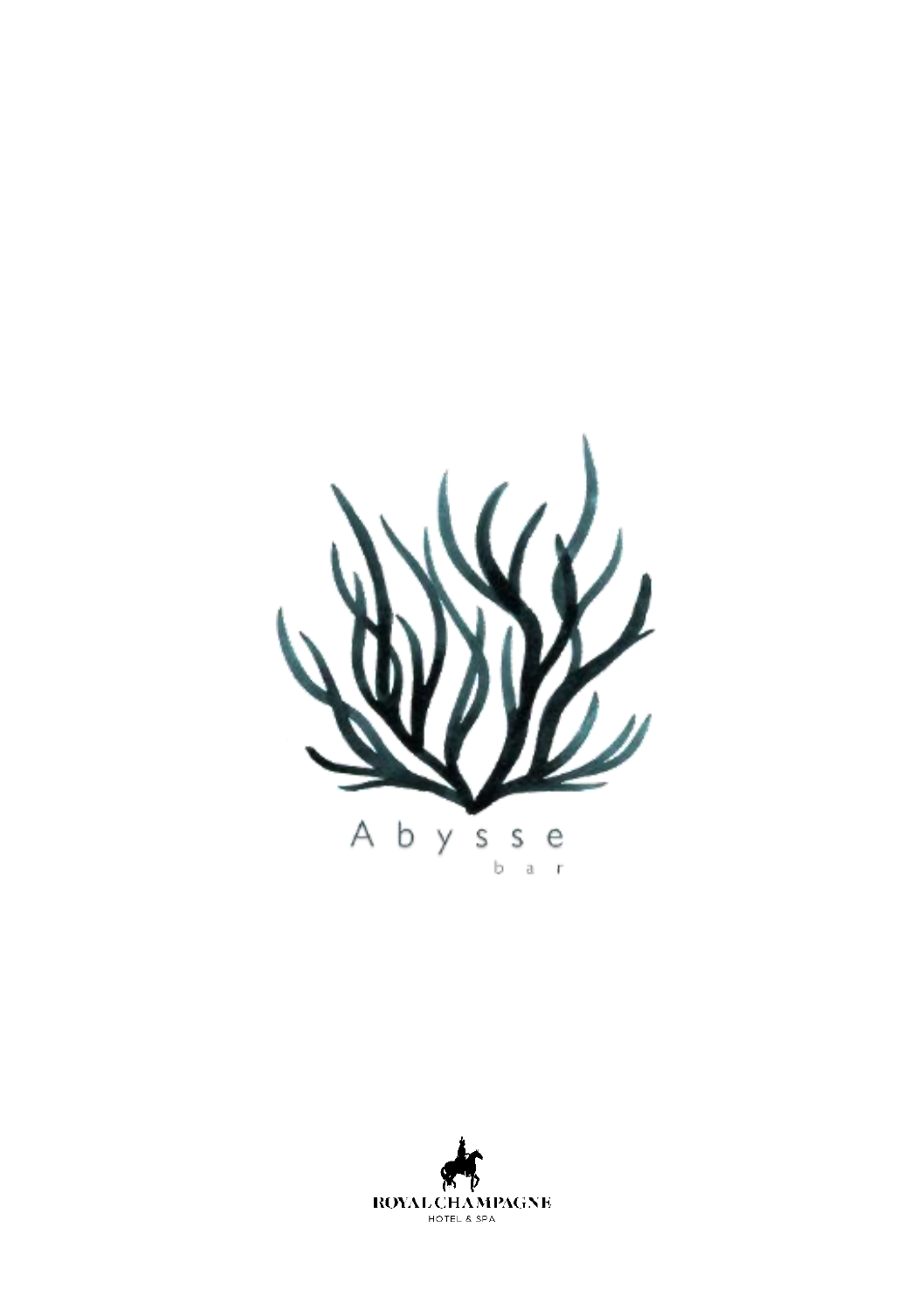# Abysse

bar

ROYAL CHAMPAGNE

HOTEL & SPA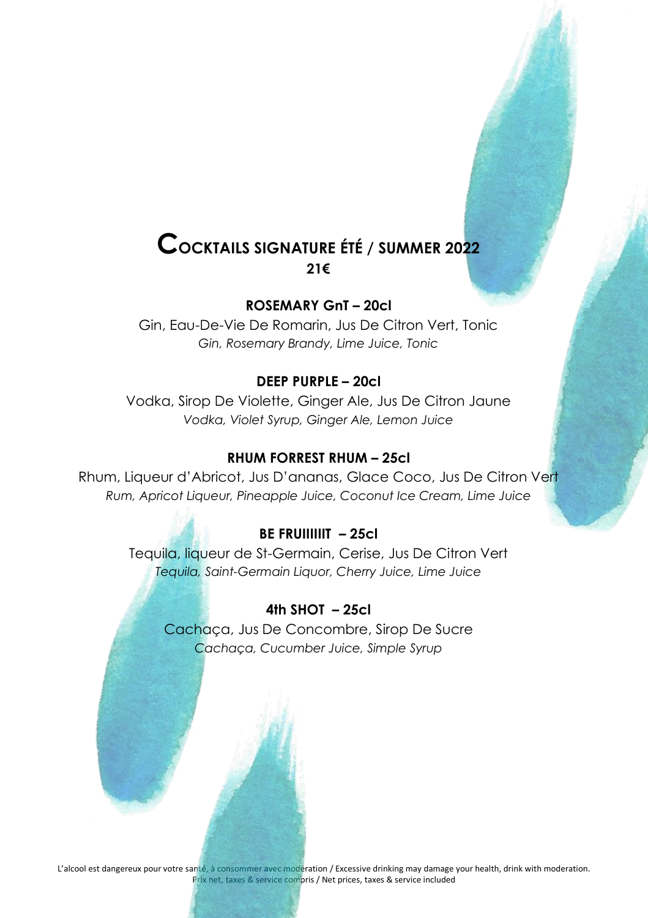# COCKTAILS SIGNATURE ÉTÉ / SUMMER 2022

**21€**

### ROSEMARY GnT – 20cl

Gin, Eau-De-Vie De Romarin, Jus De Citron Vert, Tonic
*Gin, Rosemary Brandy, Lime Juice, Tonic*

### DEEP PURPLE – 20cl

Vodka, Sirop De Violette, Ginger Ale, Jus De Citron Jaune
*Vodka, Violet Syrup, Ginger Ale, Lemon Juice*

### RHUM FORREST RHUM – 25cl

Rhum, Liqueur d'Abricot, Jus D'ananas, Glace Coco, Jus De Citron Vert
*Rum, Apricot Liqueur, Pineapple Juice, Coconut Ice Cream, Lime Juice*

### BE FRUIIIIIIT – 25cl

Tequila, liqueur de St-Germain, Cerise, Jus De Citron Vert
*Tequila, Saint-Germain Liquor, Cherry Juice, Lime Juice*

### 4th SHOT – 25cl

Cachaça, Jus De Concombre, Sirop De Sucre
*Cachaça, Cucumber Juice, Simple Syrup*

L'alcool est dangereux pour votre santé, à consommer avec modération / Excessive drinking may damage your health, drink with moderation.
Prix net, taxes & service compris / Net prices, taxes & service included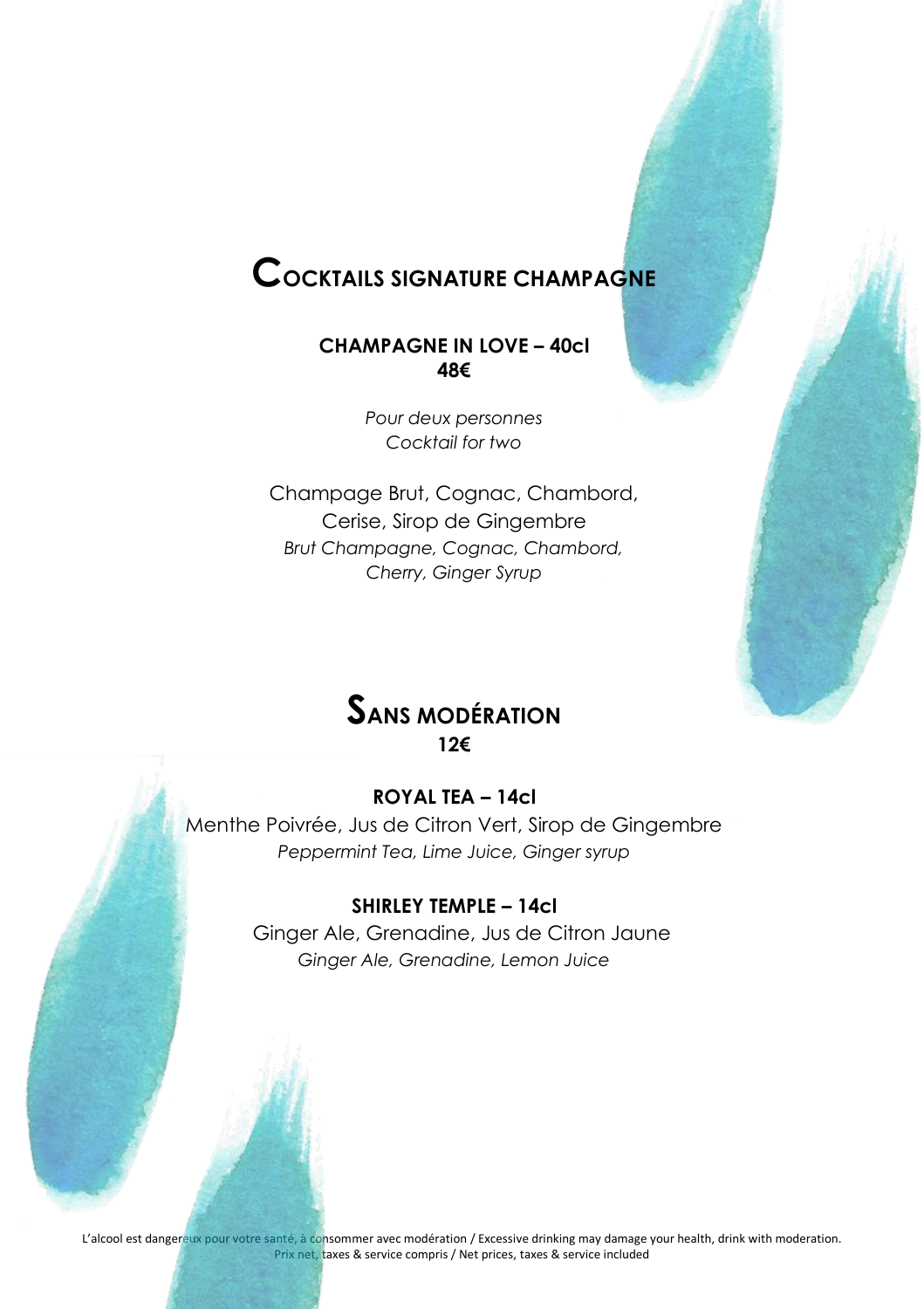# Cocktails Signature Champagne

**CHAMPAGNE IN LOVE – 40cl**
**48€**

*Pour deux personnes*
*Cocktail for two*

Champage Brut, Cognac, Chambord, Cerise, Sirop de Gingembre
*Brut Champagne, Cognac, Chambord, Cherry, Ginger Syrup*

# Sans modération

**12€**

**ROYAL TEA – 14cl**
Menthe Poivrée, Jus de Citron Vert, Sirop de Gingembre
*Peppermint Tea, Lime Juice, Ginger syrup*

**SHIRLEY TEMPLE – 14cl**
Ginger Ale, Grenadine, Jus de Citron Jaune
*Ginger Ale, Grenadine, Lemon Juice*

L'alcool est dangereux pour votre santé, à consommer avec modération / Excessive drinking may damage your health, drink with moderation.
Prix net, taxes & service compris / Net prices, taxes & service included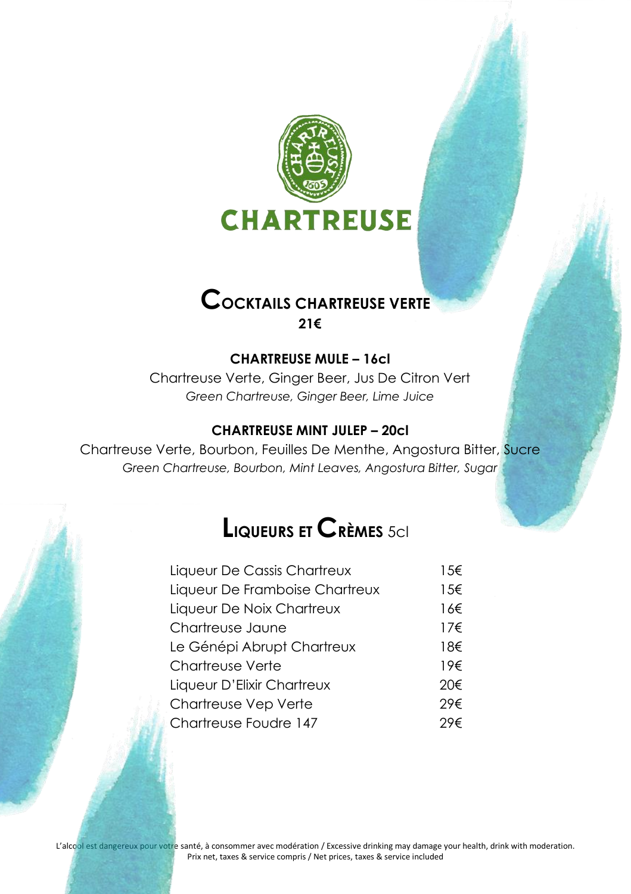# CHARTREUSE

## Cocktails Chartreuse Verte

**21€**

### CHARTREUSE MULE – 16cl

Chartreuse Verte, Ginger Beer, Jus De Citron Vert

*Green Chartreuse, Ginger Beer, Lime Juice*

### CHARTREUSE MINT JULEP – 20cl

Chartreuse Verte, Bourbon, Feuilles De Menthe, Angostura Bitter, Sucre

*Green Chartreuse, Bourbon, Mint Leaves, Angostura Bitter, Sugar*

## Liqueurs et Crèmes 5cl

| | |
|---|---|
| Liqueur De Cassis Chartreux | 15€ |
| Liqueur De Framboise Chartreux | 15€ |
| Liqueur De Noix Chartreux | 16€ |
| Chartreuse Jaune | 17€ |
| Le Génépi Abrupt Chartreux | 18€ |
| Chartreuse Verte | 19€ |
| Liqueur D'Elixir Chartreux | 20€ |
| Chartreuse Vep Verte | 29€ |
| Chartreuse Foudre 147 | 29€ |

L'alcool est dangereux pour votre santé, à consommer avec modération / Excessive drinking may damage your health, drink with moderation.
Prix net, taxes & service compris / Net prices, taxes & service included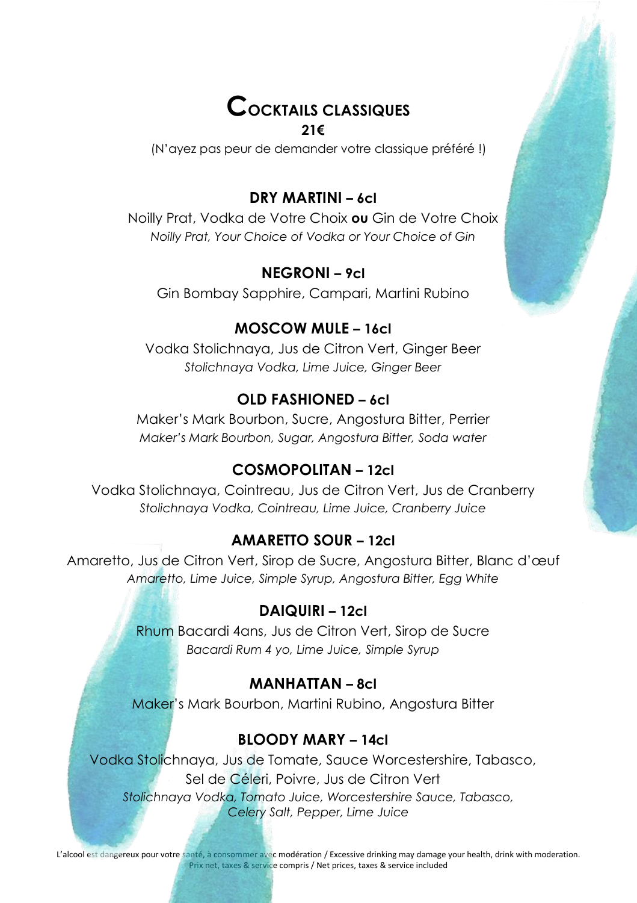# Cocktails classiques

**21€**

(N'ayez pas peur de demander votre classique préféré !)

### DRY MARTINI – 6cl

Noilly Prat, Vodka de Votre Choix **ou** Gin de Votre Choix

*Noilly Prat, Your Choice of Vodka or Your Choice of Gin*

### NEGRONI – 9cl

Gin Bombay Sapphire, Campari, Martini Rubino

### MOSCOW MULE – 16cl

Vodka Stolichnaya, Jus de Citron Vert, Ginger Beer

*Stolichnaya Vodka, Lime Juice, Ginger Beer*

### OLD FASHIONED – 6cl

Maker's Mark Bourbon, Sucre, Angostura Bitter, Perrier

*Maker's Mark Bourbon, Sugar, Angostura Bitter, Soda water*

### COSMOPOLITAN – 12cl

Vodka Stolichnaya, Cointreau, Jus de Citron Vert, Jus de Cranberry

*Stolichnaya Vodka, Cointreau, Lime Juice, Cranberry Juice*

### AMARETTO SOUR – 12cl

Amaretto, Jus de Citron Vert, Sirop de Sucre, Angostura Bitter, Blanc d'œuf

*Amaretto, Lime Juice, Simple Syrup, Angostura Bitter, Egg White*

### DAIQUIRI – 12cl

Rhum Bacardi 4ans, Jus de Citron Vert, Sirop de Sucre

*Bacardi Rum 4 yo, Lime Juice, Simple Syrup*

### MANHATTAN – 8cl

Maker's Mark Bourbon, Martini Rubino, Angostura Bitter

### BLOODY MARY – 14cl

Vodka Stolichnaya, Jus de Tomate, Sauce Worcestershire, Tabasco, Sel de Céleri, Poivre, Jus de Citron Vert

*Stolichnaya Vodka, Tomato Juice, Worcestershire Sauce, Tabasco, Celery Salt, Pepper, Lime Juice*

L'alcool est dangereux pour votre santé, à consommer avec modération / Excessive drinking may damage your health, drink with moderation.
Prix net, taxes & service compris / Net prices, taxes & service included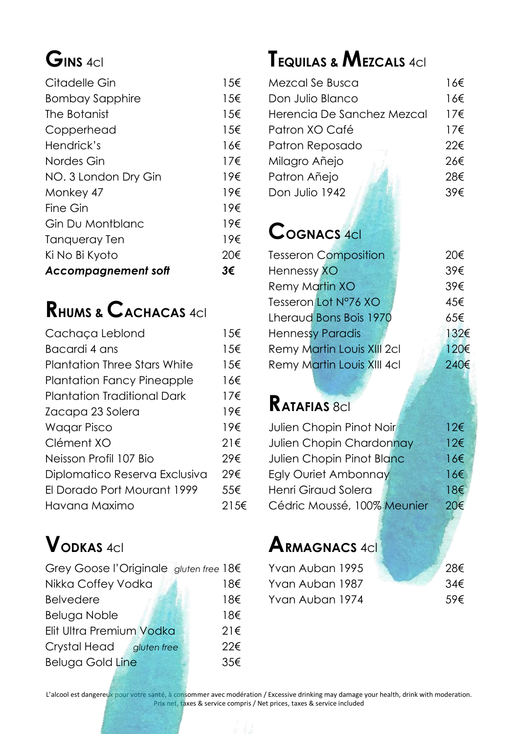## Gins 4cl

| | |
|---|---|
| Citadelle Gin | 15€ |
| Bombay Sapphire | 15€ |
| The Botanist | 15€ |
| Copperhead | 15€ |
| Hendrick's | 16€ |
| Nordes Gin | 17€ |
| NO. 3 London Dry Gin | 19€ |
| Monkey 47 | 19€ |
| Fine Gin | 19€ |
| Gin Du Montblanc | 19€ |
| Tanqueray Ten | 19€ |
| Ki No Bi Kyoto | 20€ |
| ***Accompagnement soft*** | ***3€*** |

## Rhums & Cachacas 4cl

| | |
|---|---|
| Cachaça Leblond | 15€ |
| Bacardi 4 ans | 15€ |
| Plantation Three Stars White | 15€ |
| Plantation Fancy Pineapple | 16€ |
| Plantation Traditional Dark | 17€ |
| Zacapa 23 Solera | 19€ |
| Waqar Pisco | 19€ |
| Clément XO | 21€ |
| Neisson Profil 107 Bio | 29€ |
| Diplomatico Reserva Exclusiva | 29€ |
| El Dorado Port Mourant 1999 | 55€ |
| Havana Maximo | 215€ |

## Vodkas 4cl

| | |
|---|---|
| Grey Goose l'Originale *gluten free* | 18€ |
| Nikka Coffey Vodka | 18€ |
| Belvedere | 18€ |
| Beluga Noble | 18€ |
| Elit Ultra Premium Vodka | 21€ |
| Crystal Head *gluten free* | 22€ |
| Beluga Gold Line | 35€ |

## Tequilas & Mezcals 4cl

| | |
|---|---|
| Mezcal Se Busca | 16€ |
| Don Julio Blanco | 16€ |
| Herencia De Sanchez Mezcal | 17€ |
| Patron XO Café | 17€ |
| Patron Reposado | 22€ |
| Milagro Añejo | 26€ |
| Patron Añejo | 28€ |
| Don Julio 1942 | 39€ |

## Cognacs 4cl

| | |
|---|---|
| Tesseron Composition | 20€ |
| Hennessy XO | 39€ |
| Remy Martin XO | 39€ |
| Tesseron Lot N°76 XO | 45€ |
| Lheraud Bons Bois 1970 | 65€ |
| Hennessy Paradis | 132€ |
| Remy Martin Louis XIII 2cl | 120€ |
| Remy Martin Louis XIII 4cl | 240€ |

## Ratafias 8cl

| | |
|---|---|
| Julien Chopin Pinot Noir | 12€ |
| Julien Chopin Chardonnay | 12€ |
| Julien Chopin Pinot Blanc | 16€ |
| Egly Ouriet Ambonnay | 16€ |
| Henri Giraud Solera | 18€ |
| Cédric Moussé, 100% Meunier | 20€ |

## Armagnacs 4cl

| | |
|---|---|
| Yvan Auban 1995 | 28€ |
| Yvan Auban 1987 | 34€ |
| Yvan Auban 1974 | 59€ |

L'alcool est dangereux pour votre santé, à consommer avec modération / Excessive drinking may damage your health, drink with moderation.
Prix net, taxes & service compris / Net prices, taxes & service included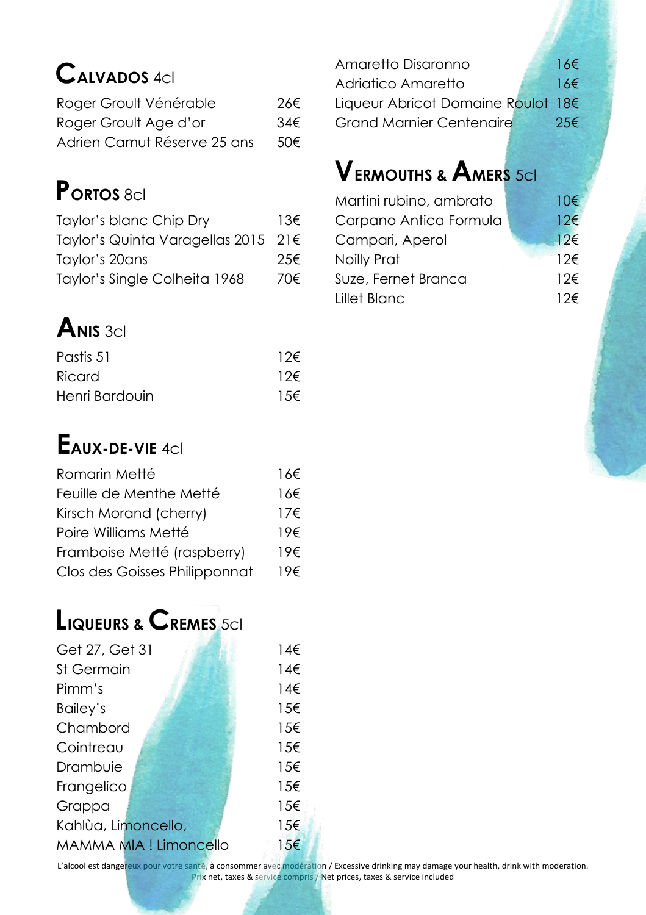## Calvados 4cl

| | |
|---|---|
| Roger Groult Vénérable | 26€ |
| Roger Groult Age d'or | 34€ |
| Adrien Camut Réserve 25 ans | 50€ |

## Portos 8cl

| | |
|---|---|
| Taylor's blanc Chip Dry | 13€ |
| Taylor's Quinta Varagellas 2015 | 21€ |
| Taylor's 20ans | 25€ |
| Taylor's Single Colheita 1968 | 70€ |

## Anis 3cl

| | |
|---|---|
| Pastis 51 | 12€ |
| Ricard | 12€ |
| Henri Bardouin | 15€ |

## Eaux-de-vie 4cl

| | |
|---|---|
| Romarin Metté | 16€ |
| Feuille de Menthe Metté | 16€ |
| Kirsch Morand (cherry) | 17€ |
| Poire Williams Metté | 19€ |
| Framboise Metté (raspberry) | 19€ |
| Clos des Goisses Philipponnat | 19€ |

## Liqueurs & Cremes 5cl

| | |
|---|---|
| Get 27, Get 31 | 14€ |
| St Germain | 14€ |
| Pimm's | 14€ |
| Bailey's | 15€ |
| Chambord | 15€ |
| Cointreau | 15€ |
| Drambuie | 15€ |
| Frangelico | 15€ |
| Grappa | 15€ |
| Kahlùa, Limoncello, | 15€ |
| MAMMA MIA ! Limoncello | 15€ |
| Amaretto Disaronno | 16€ |
| Adriatico Amaretto | 16€ |
| Liqueur Abricot Domaine Roulot | 18€ |
| Grand Marnier Centenaire | 25€ |

## Vermouths & Amers 5cl

| | |
|---|---|
| Martini rubino, ambrato | 10€ |
| Carpano Antica Formula | 12€ |
| Campari, Aperol | 12€ |
| Noilly Prat | 12€ |
| Suze, Fernet Branca | 12€ |
| Lillet Blanc | 12€ |

L'alcool est dangereux pour votre santé, à consommer avec modération / Excessive drinking may damage your health, drink with moderation.
Prix net, taxes & service compris / Net prices, taxes & service included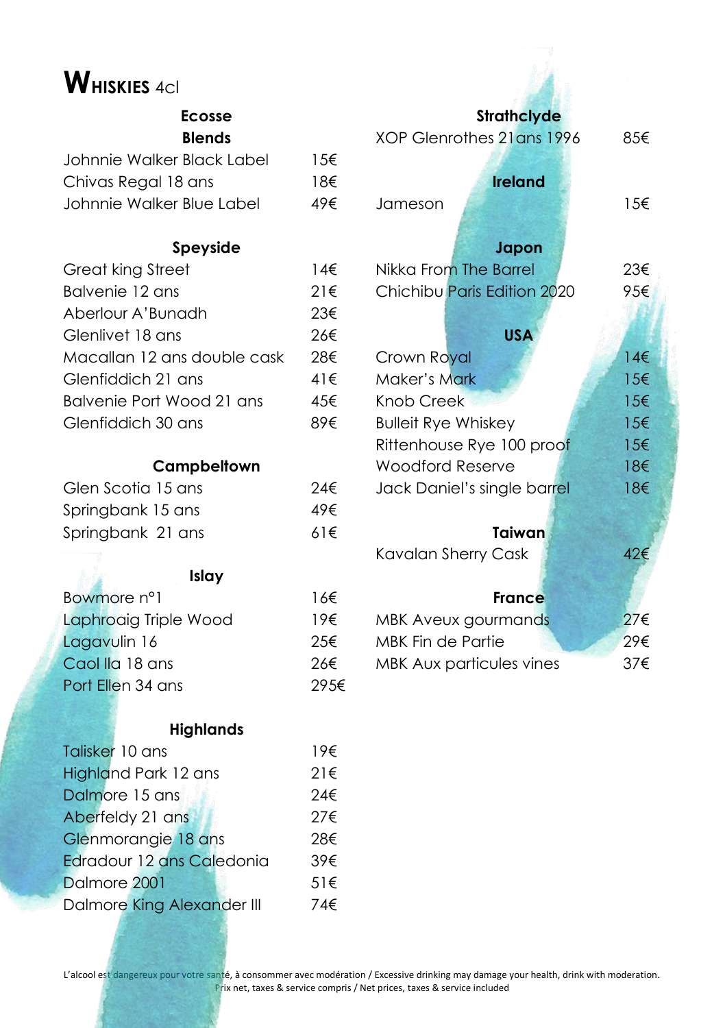# WHISKIES 4cl

## Ecosse

### Blends

| | |
|---|---|
| Johnnie Walker Black Label | 15€ |
| Chivas Regal 18 ans | 18€ |
| Johnnie Walker Blue Label | 49€ |

### Speyside

| | |
|---|---|
| Great king Street | 14€ |
| Balvenie 12 ans | 21€ |
| Aberlour A'Bunadh | 23€ |
| Glenlivet 18 ans | 26€ |
| Macallan 12 ans double cask | 28€ |
| Glenfiddich 21 ans | 41€ |
| Balvenie Port Wood 21 ans | 45€ |
| Glenfiddich 30 ans | 89€ |

### Campbeltown

| | |
|---|---|
| Glen Scotia 15 ans | 24€ |
| Springbank 15 ans | 49€ |
| Springbank 21 ans | 61€ |

### Islay

| | |
|---|---|
| Bowmore n°1 | 16€ |
| Laphroaig Triple Wood | 19€ |
| Lagavulin 16 | 25€ |
| Caol Ila 18 ans | 26€ |
| Port Ellen 34 ans | 295€ |

### Highlands

| | |
|---|---|
| Talisker 10 ans | 19€ |
| Highland Park 12 ans | 21€ |
| Dalmore 15 ans | 24€ |
| Aberfeldy 21 ans | 27€ |
| Glenmorangie 18 ans | 28€ |
| Edradour 12 ans Caledonia | 39€ |
| Dalmore 2001 | 51€ |
| Dalmore King Alexander III | 74€ |

### Strathclyde

| | |
|---|---|
| XOP Glenrothes 21ans 1996 | 85€ |

## Ireland

| | |
|---|---|
| Jameson | 15€ |

## Japon

| | |
|---|---|
| Nikka From The Barrel | 23€ |
| Chichibu Paris Edition 2020 | 95€ |

## USA

| | |
|---|---|
| Crown Royal | 14€ |
| Maker's Mark | 15€ |
| Knob Creek | 15€ |
| Bulleit Rye Whiskey | 15€ |
| Rittenhouse Rye 100 proof | 15€ |
| Woodford Reserve | 18€ |
| Jack Daniel's single barrel | 18€ |

## Taiwan

| | |
|---|---|
| Kavalan Sherry Cask | 42€ |

## France

| | |
|---|---|
| MBK Aveux gourmands | 27€ |
| MBK Fin de Partie | 29€ |
| MBK Aux particules vines | 37€ |

L'alcool est dangereux pour votre santé, à consommer avec modération / Excessive drinking may damage your health, drink with moderation.
Prix net, taxes & service compris / Net prices, taxes & service included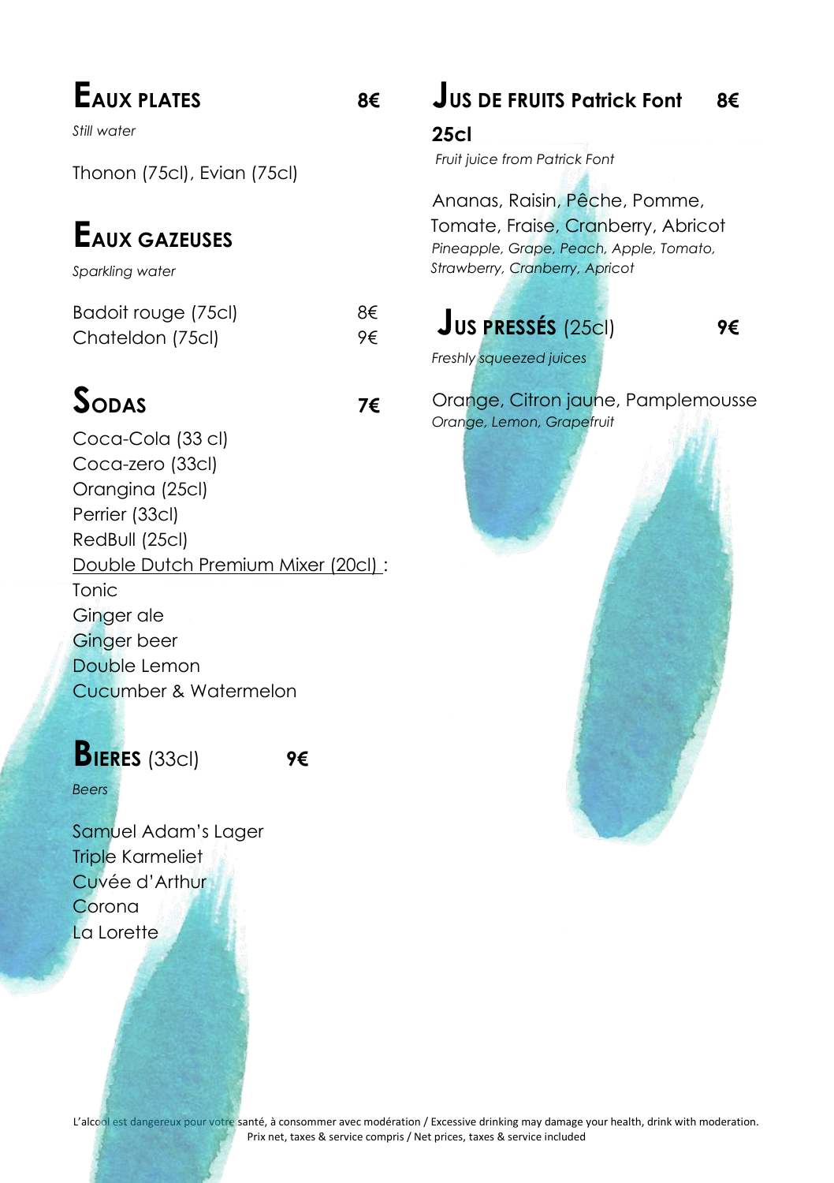## EAUX PLATES 8€

*Still water*

Thonon (75cl), Evian (75cl)

## EAUX GAZEUSES

*Sparkling water*

Badoit rouge (75cl) 8€
Chateldon (75cl) 9€

## SODAS 7€

Coca-Cola (33 cl)
Coca-zero (33cl)
Orangina (25cl)
Perrier (33cl)
RedBull (25cl)
Double Dutch Premium Mixer (20cl) :
Tonic
Ginger ale
Ginger beer
Double Lemon
Cucumber & Watermelon

## BIERES (33cl) 9€

*Beers*

Samuel Adam's Lager
Triple Karmeliet
Cuvée d'Arthur
Corona
La Lorette

## JUS DE FRUITS Patrick Font 25cl 8€

*Fruit juice from Patrick Font*

Ananas, Raisin, Pêche, Pomme, Tomate, Fraise, Cranberry, Abricot
*Pineapple, Grape, Peach, Apple, Tomato, Strawberry, Cranberry, Apricot*

## JUS PRESSÉS (25cl) 9€

*Freshly squeezed juices*

Orange, Citron jaune, Pamplemousse
*Orange, Lemon, Grapefruit*

L'alcool est dangereux pour votre santé, à consommer avec modération / Excessive drinking may damage your health, drink with moderation.
Prix net, taxes & service compris / Net prices, taxes & service included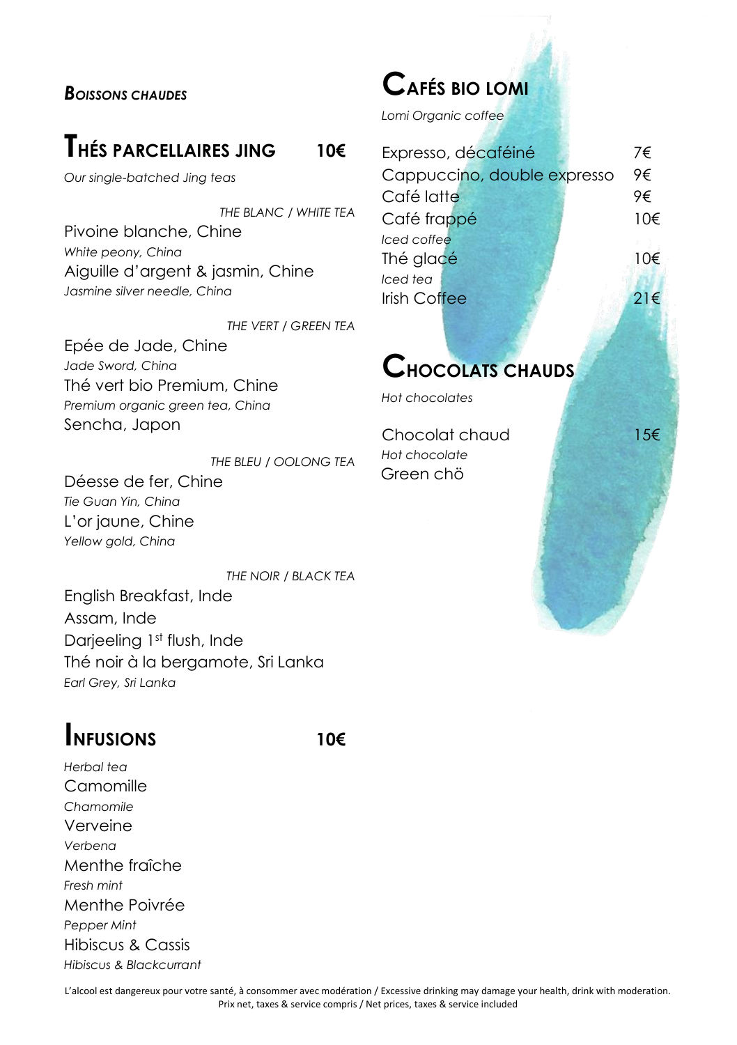**Boissons chaudes**

## Thés parcellaires Jing 10€

*Our single-batched Jing teas*

*THE BLANC / WHITE TEA*

Pivoine blanche, Chine
*White peony, China*
Aiguille d'argent & jasmin, Chine
*Jasmine silver needle, China*

*THE VERT / GREEN TEA*

Epée de Jade, Chine
*Jade Sword, China*
Thé vert bio Premium, Chine
*Premium organic green tea, China*
Sencha, Japon

*THE BLEU / OOLONG TEA*

Déesse de fer, Chine
*Tie Guan Yin, China*
L'or jaune, Chine
*Yellow gold, China*

*THE NOIR / BLACK TEA*

English Breakfast, Inde
Assam, Inde
Darjeeling 1st flush, Inde
Thé noir à la bergamote, Sri Lanka
*Earl Grey, Sri Lanka*

## Infusions 10€

*Herbal tea*

Camomille
*Chamomile*
Verveine
*Verbena*
Menthe fraîche
*Fresh mint*
Menthe Poivrée
*Pepper Mint*
Hibiscus & Cassis
*Hibiscus & Blackcurrant*

## Cafés bio Lomi

*Lomi Organic coffee*

| | |
|---|---|
| Expresso, décaféiné | 7€ |
| Cappuccino, double expresso | 9€ |
| Café latte | 9€ |
| Café frappé *Iced coffee* | 10€ |
| Thé glacé *Iced tea* | 10€ |
| Irish Coffee | 21€ |

## Chocolats chauds

*Hot chocolates*

| | |
|---|---|
| Chocolat chaud *Hot chocolate* | 15€ |
| Green chö | |

L'alcool est dangereux pour votre santé, à consommer avec modération / Excessive drinking may damage your health, drink with moderation.
Prix net, taxes & service compris / Net prices, taxes & service included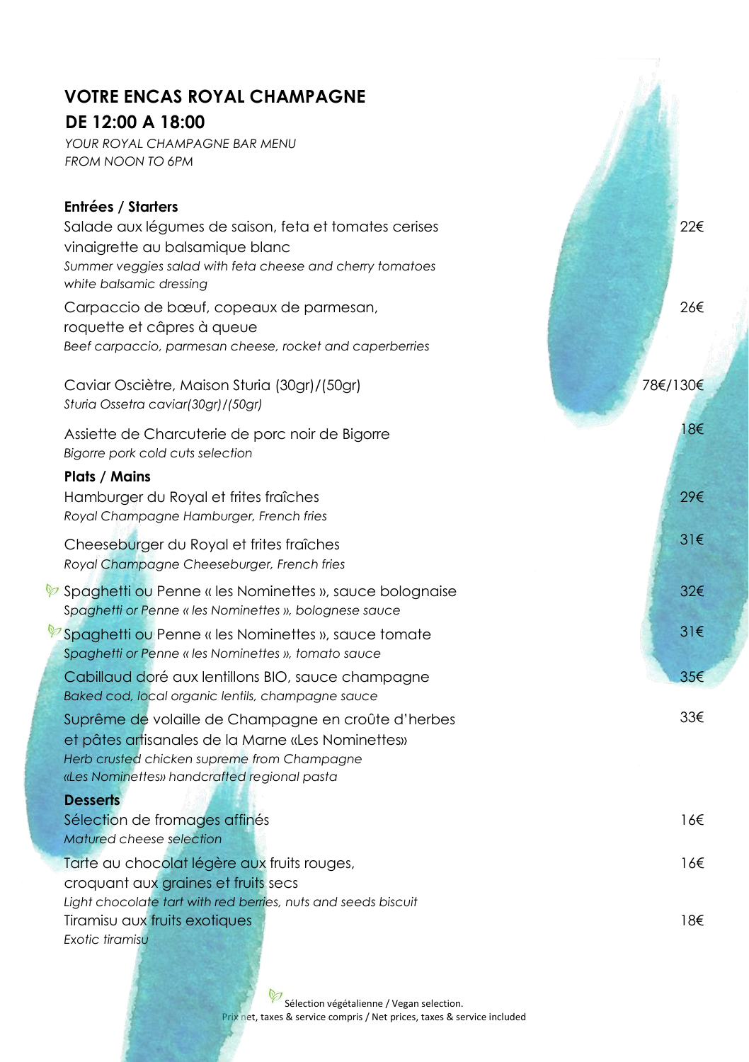# VOTRE ENCAS ROYAL CHAMPAGNE
# DE 12:00 A 18:00

*YOUR ROYAL CHAMPAGNE BAR MENU*
*FROM NOON TO 6PM*

## Entrées / Starters

Salade aux légumes de saison, feta et tomates cerises vinaigrette au balsamique blanc — 22€
*Summer veggies salad with feta cheese and cherry tomatoes white balsamic dressing*

Carpaccio de bœuf, copeaux de parmesan, roquette et câpres à queue — 26€
*Beef carpaccio, parmesan cheese, rocket and caperberries*

Caviar Oscière, Maison Sturia (30gr)/(50gr) — 78€/130€
*Sturia Ossetra caviar(30gr)/(50gr)*

Assiette de Charcuterie de porc noir de Bigorre — 18€
*Bigorre pork cold cuts selection*

## Plats / Mains

Hamburger du Royal et frites fraîches — 29€
*Royal Champagne Hamburger, French fries*

Cheeseburger du Royal et frites fraîches — 31€
*Royal Champagne Cheeseburger, French fries*

🌿 Spaghetti ou Penne « les Nominettes », sauce bolognaise — 32€
*Spaghetti or Penne « les Nominettes », bolognese sauce*

🌿 Spaghetti ou Penne « les Nominettes », sauce tomate — 31€
*Spaghetti or Penne « les Nominettes », tomato sauce*

Cabillaud doré aux lentillons BIO, sauce champagne — 35€
*Baked cod, local organic lentils, champagne sauce*

Suprême de volaille de Champagne en croûte d'herbes et pâtes artisanales de la Marne «Les Nominettes» — 33€
*Herb crusted chicken supreme from Champagne «Les Nominettes» handcrafted regional pasta*

## Desserts

Sélection de fromages affinés — 16€
*Matured cheese selection*

Tarte au chocolat légère aux fruits rouges, croquant aux graines et fruits secs — 16€
*Light chocolate tart with red berries, nuts and seeds biscuit*

Tiramisu aux fruits exotiques — 18€
*Exotic tiramisu*

🌿 Sélection végétalienne / Vegan selection.
Prix net, taxes & service compris / Net prices, taxes & service included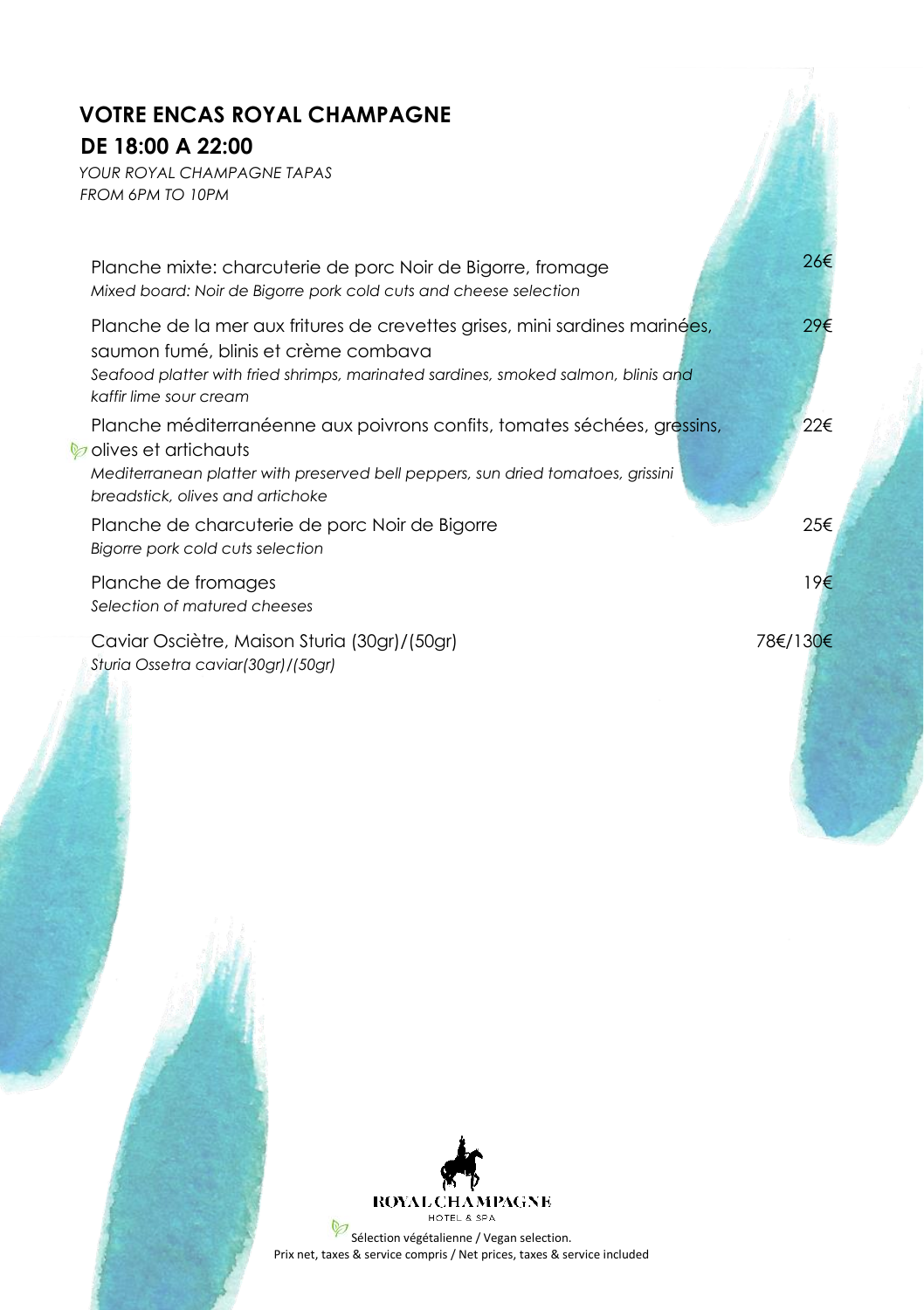# VOTRE ENCAS ROYAL CHAMPAGNE

## DE 18:00 A 22:00

*YOUR ROYAL CHAMPAGNE TAPAS*
*FROM 6PM TO 10PM*

| | |
|---|---|
| Planche mixte: charcuterie de porc Noir de Bigorre, fromage<br>*Mixed board: Noir de Bigorre pork cold cuts and cheese selection* | 26€ |
| Planche de la mer aux fritures de crevettes grises, mini sardines marinées, saumon fumé, blinis et crème combava<br>*Seafood platter with fried shrimps, marinated sardines, smoked salmon, blinis and kaffir lime sour cream* | 29€ |
| 🌿 Planche méditerranéenne aux poivrons confits, tomates séchées, gressins, olives et artichauts<br>*Mediterranean platter with preserved bell peppers, sun dried tomatoes, grissini breadstick, olives and artichoke* | 22€ |
| Planche de charcuterie de porc Noir de Bigorre<br>*Bigorre pork cold cuts selection* | 25€ |
| Planche de fromages<br>*Selection of matured cheeses* | 19€ |
| Caviar Osciètre, Maison Sturia (30gr)/(50gr)<br>*Sturia Ossetra caviar(30gr)/(50gr)* | 78€/130€ |

ROYAL CHAMPAGNE
HOTEL & SPA

🌿 Sélection végétalienne / Vegan selection.
Prix net, taxes & service compris / Net prices, taxes & service included